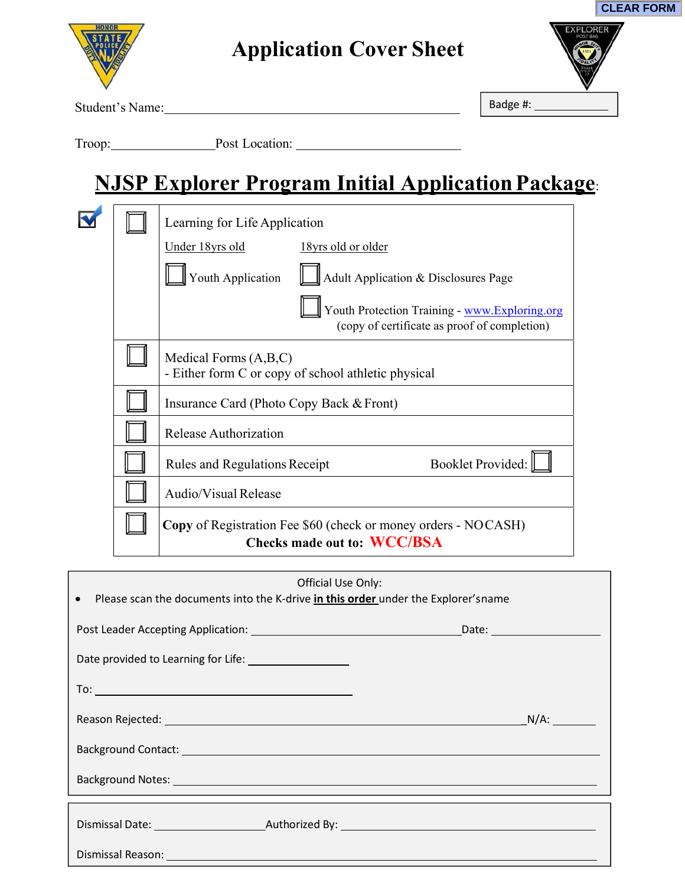CLEAR FORM

# Application Cover Sheet

Student's Name: ______________________________________________ Badge #: ____________

Troop: ________________ Post Location: _________________________

## NJSP Explorer Program Initial Application Package:

| ☑ | |
|---|---|
| ☐ | Learning for Life Application<br>Under 18yrs old: ☐ Youth Application<br>18yrs old or older: ☐ Adult Application & Disclosures Page; ☐ Youth Protection Training - www.Exploring.org (copy of certificate as proof of completion) |
| ☐ | Medical Forms (A,B,C)<br>- Either form C or copy of school athletic physical |
| ☐ | Insurance Card (Photo Copy Back & Front) |
| ☐ | Release Authorization |
| ☐ | Rules and Regulations Receipt — Booklet Provided: ☐ |
| ☐ | Audio/Visual Release |
| ☐ | **Copy** of Registration Fee $60 (check or money orders - NO CASH)<br>**Checks made out to: WCC/BSA** |

Official Use Only:

- Please scan the documents into the K-drive **in this order** under the Explorer's name

Post Leader Accepting Application: ______________________________ Date: ______________

Date provided to Learning for Life: ______________

To: ____________________________________

Reason Rejected: ______________________________________________ N/A: ________

Background Contact: ______________________________________________

Background Notes: ______________________________________________

Dismissal Date: ________________ Authorized By: ______________________________

Dismissal Reason: ______________________________________________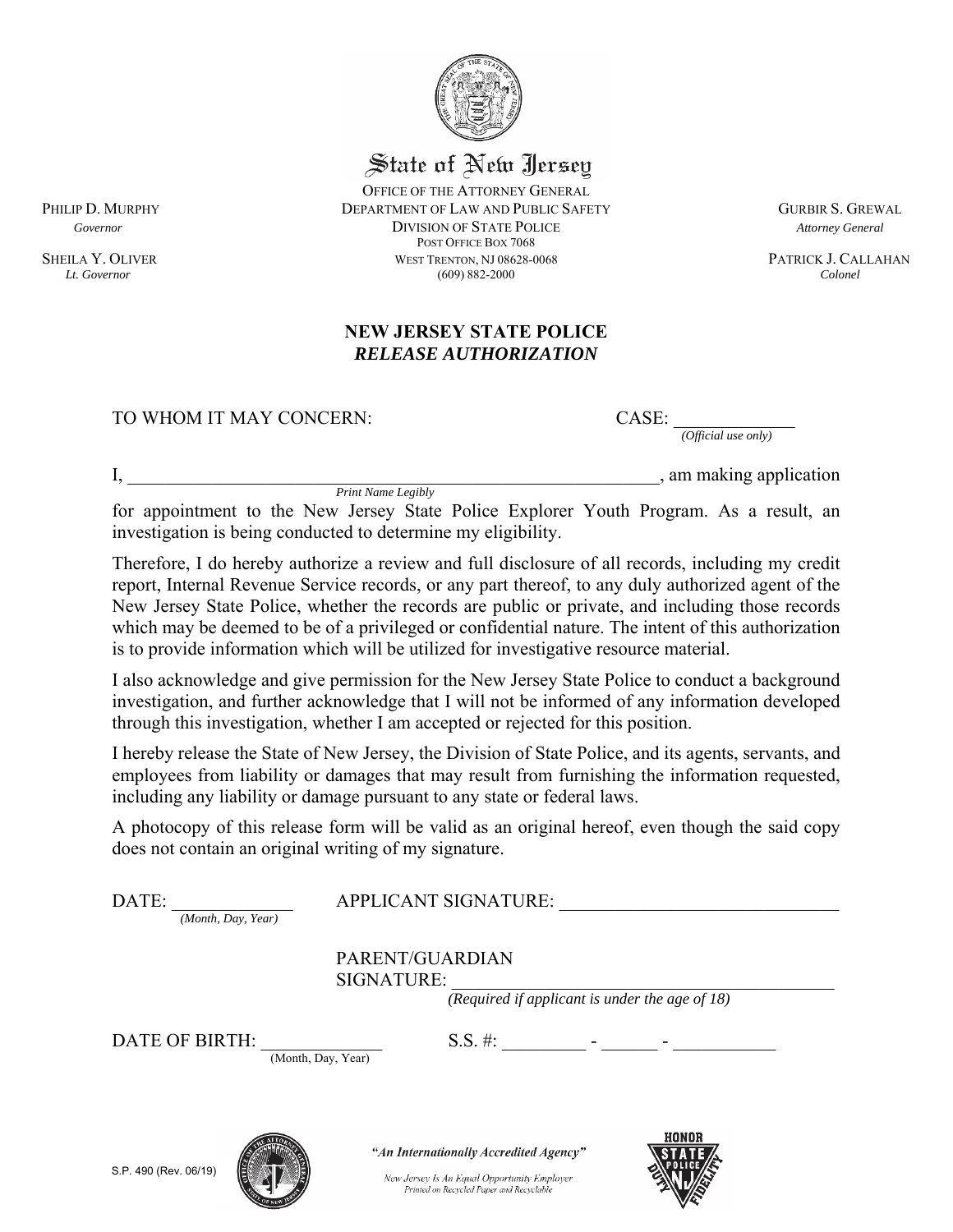State of New Jersey

OFFICE OF THE ATTORNEY GENERAL
DEPARTMENT OF LAW AND PUBLIC SAFETY
DIVISION OF STATE POLICE
POST OFFICE BOX 7068
WEST TRENTON, NJ 08628-0068
(609) 882-2000

PHILIP D. MURPHY
*Governor*

SHEILA Y. OLIVER
*Lt. Governor*

GURBIR S. GREWAL
*Attorney General*

PATRICK J. CALLAHAN
*Colonel*

# NEW JERSEY STATE POLICE
## *RELEASE AUTHORIZATION*

TO WHOM IT MAY CONCERN: CASE: _____________ *(Official use only)*

I, __________________________________________________________, am making application
*Print Name Legibly*

for appointment to the New Jersey State Police Explorer Youth Program. As a result, an investigation is being conducted to determine my eligibility.

Therefore, I do hereby authorize a review and full disclosure of all records, including my credit report, Internal Revenue Service records, or any part thereof, to any duly authorized agent of the New Jersey State Police, whether the records are public or private, and including those records which may be deemed to be of a privileged or confidential nature. The intent of this authorization is to provide information which will be utilized for investigative resource material.

I also acknowledge and give permission for the New Jersey State Police to conduct a background investigation, and further acknowledge that I will not be informed of any information developed through this investigation, whether I am accepted or rejected for this position.

I hereby release the State of New Jersey, the Division of State Police, and its agents, servants, and employees from liability or damages that may result from furnishing the information requested, including any liability or damage pursuant to any state or federal laws.

A photocopy of this release form will be valid as an original hereof, even though the said copy does not contain an original writing of my signature.

DATE: _____________ *(Month, Day, Year)*     APPLICANT SIGNATURE: ______________________________

PARENT/GUARDIAN SIGNATURE: __________________________________________
*(Required if applicant under the age of 18)*

DATE OF BIRTH: ____________ (Month, Day, Year)     S.S. #: _________ - ______ - ___________

S.P. 490 (Rev. 06/19)

*"An Internationally Accredited Agency"*

*New Jersey Is An Equal Opportunity Employer*
*Printed on Recycled Paper and Recyclable*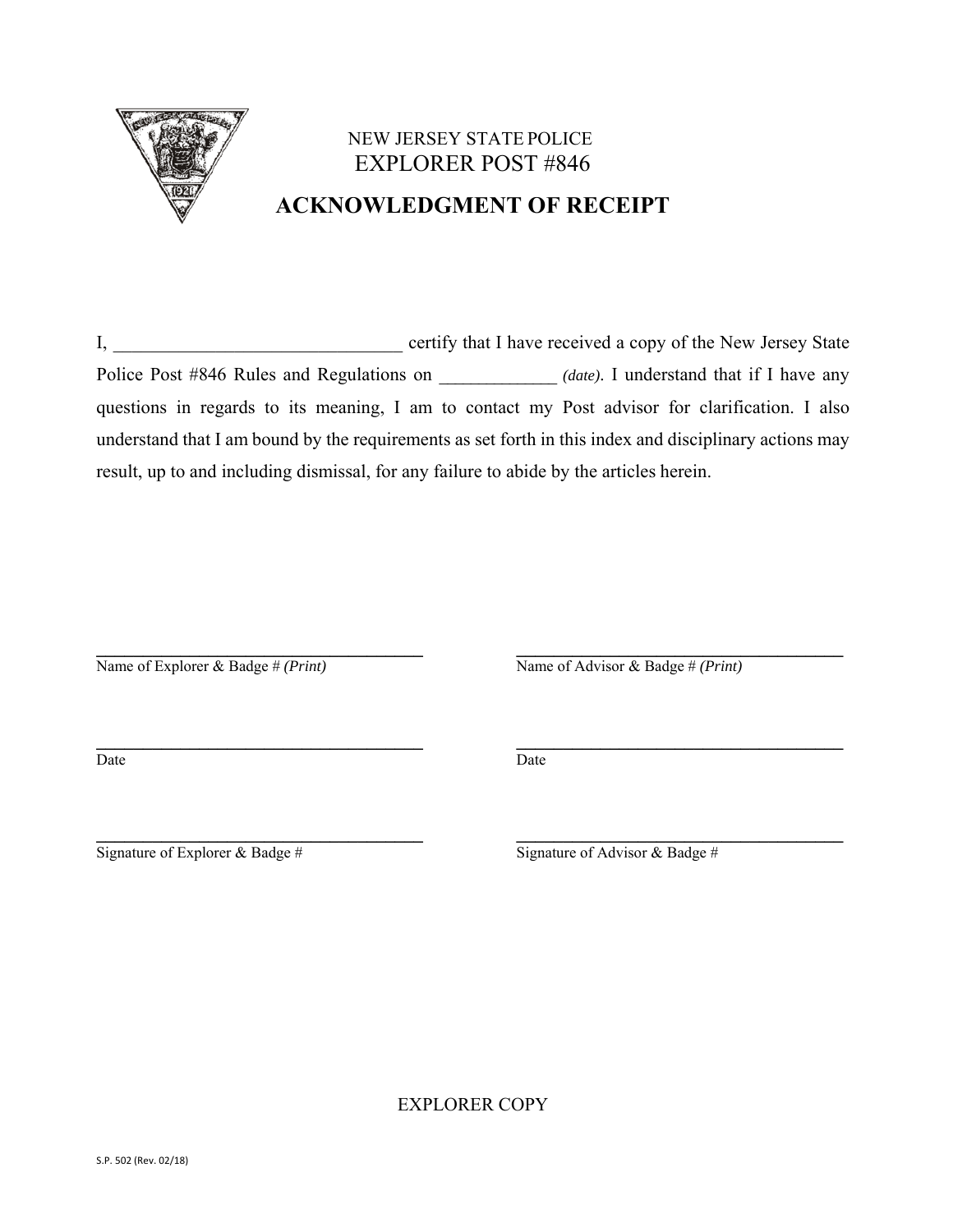NEW JERSEY STATE POLICE

EXPLORER POST #846

# ACKNOWLEDGMENT OF RECEIPT

I, _______________________________ certify that I have received a copy of the New Jersey State Police Post #846 Rules and Regulations on ____________ *(date)*. I understand that if I have any questions in regards to its meaning, I am to contact my Post advisor for clarification. I also understand that I am bound by the requirements as set forth in this index and disciplinary actions may result, up to and including dismissal, for any failure to abide by the articles herein.

| | |
|---|---|
| ______________________________ | ______________________________ |
| Name of Explorer & Badge # *(Print)* | Name of Advisor & Badge # *(Print)* |
| ______________________________ | ______________________________ |
| Date | Date |
| ______________________________ | ______________________________ |
| Signature of Explorer & Badge # | Signature of Advisor & Badge # |

EXPLORER COPY

S.P. 502 (Rev. 02/18)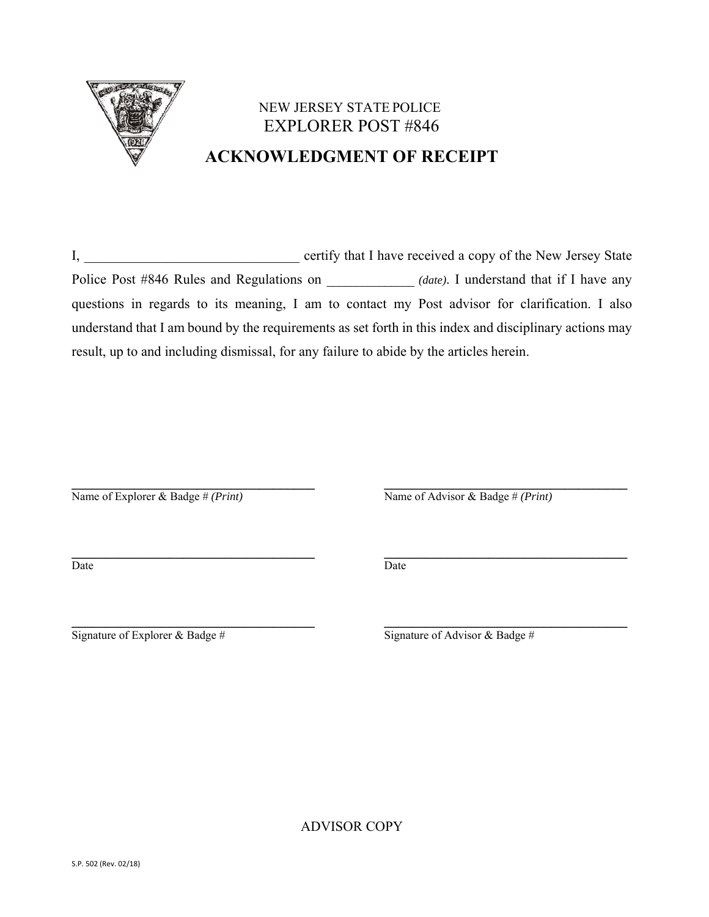NEW JERSEY STATE POLICE

EXPLORER POST #846

# ACKNOWLEDGMENT OF RECEIPT

I, _______________________________ certify that I have received a copy of the New Jersey State Police Post #846 Rules and Regulations on ____________ *(date)*. I understand that if I have any questions in regards to its meaning, I am to contact my Post advisor for clarification. I also understand that I am bound by the requirements as set forth in this index and disciplinary actions may result, up to and including dismissal, for any failure to abide by the articles herein.

| | |
|---|---|
| ________________________________ | ________________________________ |
| Name of Explorer & Badge # *(Print)* | Name of Advisor & Badge # *(Print)* |
| ________________________________ | ________________________________ |
| Date | Date |
| ________________________________ | ________________________________ |
| Signature of Explorer & Badge # | Signature of Advisor & Badge # |

ADVISOR COPY

S.P. 502 (Rev. 02/18)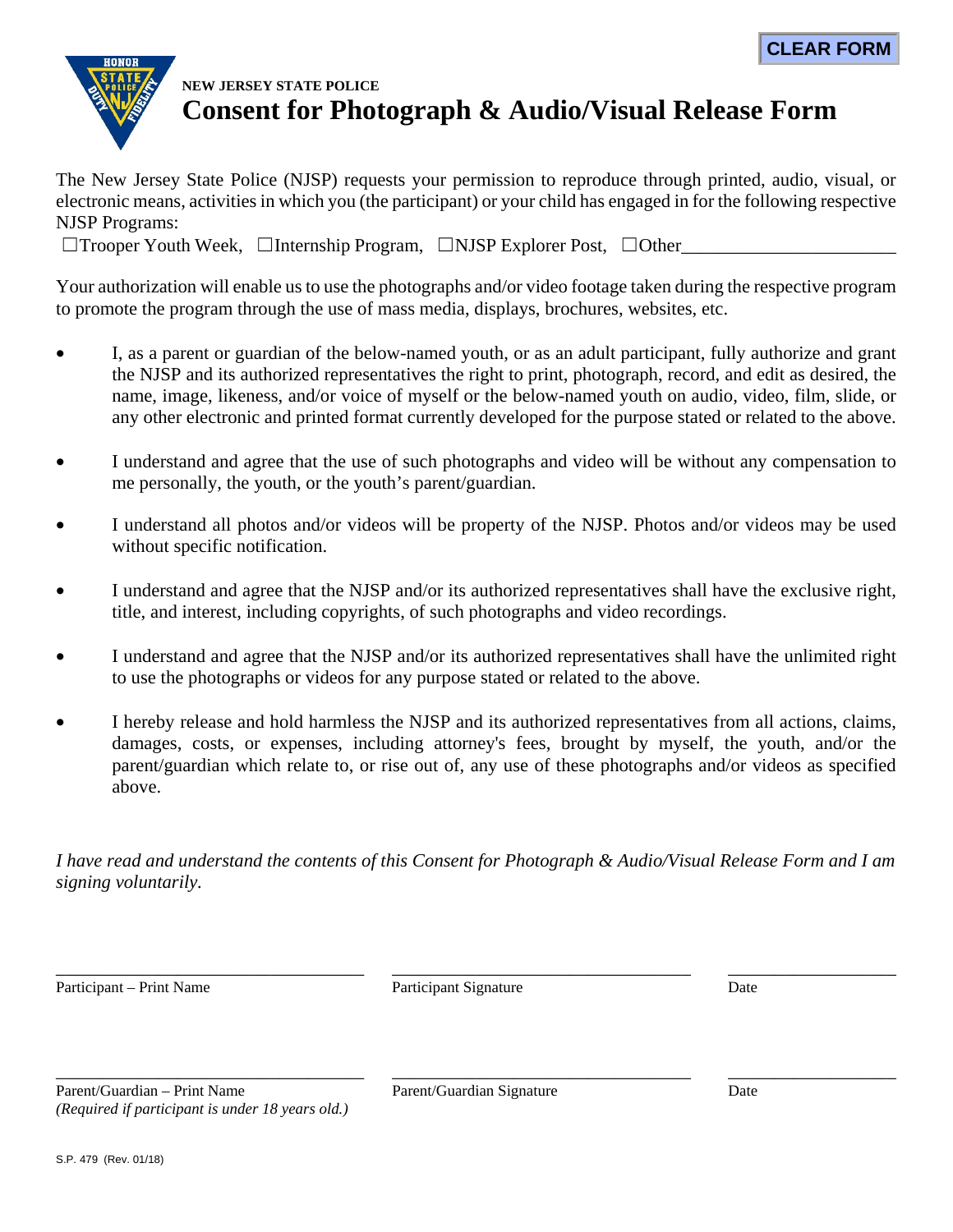CLEAR FORM

**NEW JERSEY STATE POLICE**

# Consent for Photograph & Audio/Visual Release Form

The New Jersey State Police (NJSP) requests your permission to reproduce through printed, audio, visual, or electronic means, activities in which you (the participant) or your child has engaged in for the following respective NJSP Programs:

☐Trooper Youth Week, ☐Internship Program, ☐NJSP Explorer Post, ☐Other_______________________

Your authorization will enable us to use the photographs and/or video footage taken during the respective program to promote the program through the use of mass media, displays, brochures, websites, etc.

- I, as a parent or guardian of the below-named youth, or as an adult participant, fully authorize and grant the NJSP and its authorized representatives the right to print, photograph, record, and edit as desired, the name, image, likeness, and/or voice of myself or the below-named youth on audio, video, film, slide, or any other electronic and printed format currently developed for the purpose stated or related to the above.
- I understand and agree that the use of such photographs and video will be without any compensation to me personally, the youth, or the youth's parent/guardian.
- I understand all photos and/or videos will be property of the NJSP. Photos and/or videos may be used without specific notification.
- I understand and agree that the NJSP and/or its authorized representatives shall have the exclusive right, title, and interest, including copyrights, of such photographs and video recordings.
- I understand and agree that the NJSP and/or its authorized representatives shall have the unlimited right to use the photographs or videos for any purpose stated or related to the above.
- I hereby release and hold harmless the NJSP and its authorized representatives from all actions, claims, damages, costs, or expenses, including attorney's fees, brought by myself, the youth, and/or the parent/guardian which relate to, or rise out of, any use of these photographs and/or videos as specified above.

*I have read and understand the contents of this Consent for Photograph & Audio/Visual Release Form and I am signing voluntarily.*

| | | |
|---|---|---|
| ______________________________ | ______________________________ | ________________ |
| Participant – Print Name | Participant Signature | Date |
| ______________________________ | ______________________________ | ________________ |
| Parent/Guardian – Print Name *(Required if participant is under 18 years old.)* | Parent/Guardian Signature | Date |

S.P. 479 (Rev. 01/18)